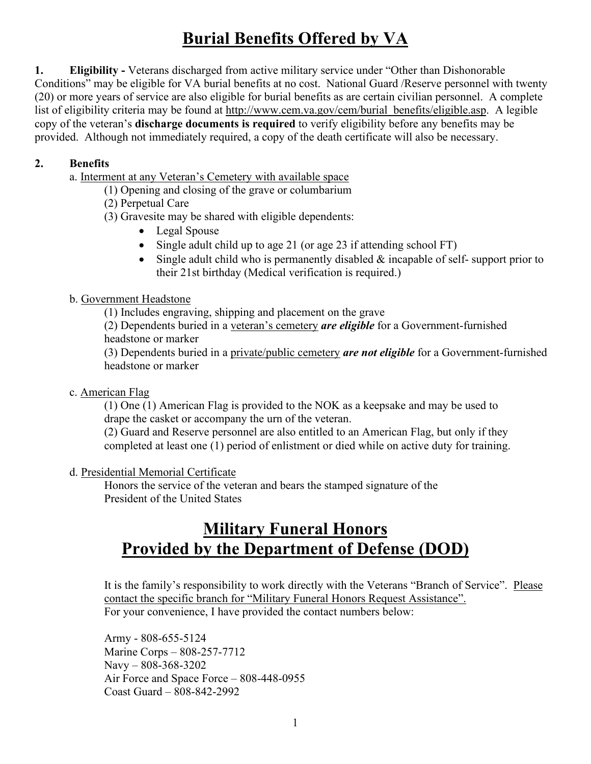# Burial Benefits Offered by VA

**1. Eligibility -** Veterans discharged from active military service under "Other than Dishonorable Conditions" may be eligible for VA burial benefits at no cost. National Guard /Reserve personnel with twenty (20) or more years of service are also eligible for burial benefits as are certain civilian personnel. A complete list of eligibility criteria may be found at http://www.cem.va.gov/cem/burial_benefits/eligible.asp. A legible copy of the veteran's **discharge documents is required** to verify eligibility before any benefits may be provided. Although not immediately required, a copy of the death certificate will also be necessary.

**2. Benefits**

a. Interment at any Veteran's Cemetery with available space

(1) Opening and closing of the grave or columbarium

(2) Perpetual Care

(3) Gravesite may be shared with eligible dependents:

- Legal Spouse
- Single adult child up to age 21 (or age 23 if attending school FT)
- Single adult child who is permanently disabled & incapable of self- support prior to their 21st birthday (Medical verification is required.)

b. Government Headstone

(1) Includes engraving, shipping and placement on the grave

(2) Dependents buried in a veteran's cemetery ***are eligible*** for a Government-furnished headstone or marker

(3) Dependents buried in a private/public cemetery ***are not eligible*** for a Government-furnished headstone or marker

c. American Flag

(1) One (1) American Flag is provided to the NOK as a keepsake and may be used to drape the casket or accompany the urn of the veteran.

(2) Guard and Reserve personnel are also entitled to an American Flag, but only if they completed at least one (1) period of enlistment or died while on active duty for training.

d. Presidential Memorial Certificate

Honors the service of the veteran and bears the stamped signature of the President of the United States

# Military Funeral Honors Provided by the Department of Defense (DOD)

It is the family's responsibility to work directly with the Veterans "Branch of Service". Please contact the specific branch for "Military Funeral Honors Request Assistance". For your convenience, I have provided the contact numbers below:

Army - 808-655-5124
Marine Corps – 808-257-7712
Navy – 808-368-3202
Air Force and Space Force – 808-448-0955
Coast Guard – 808-842-2992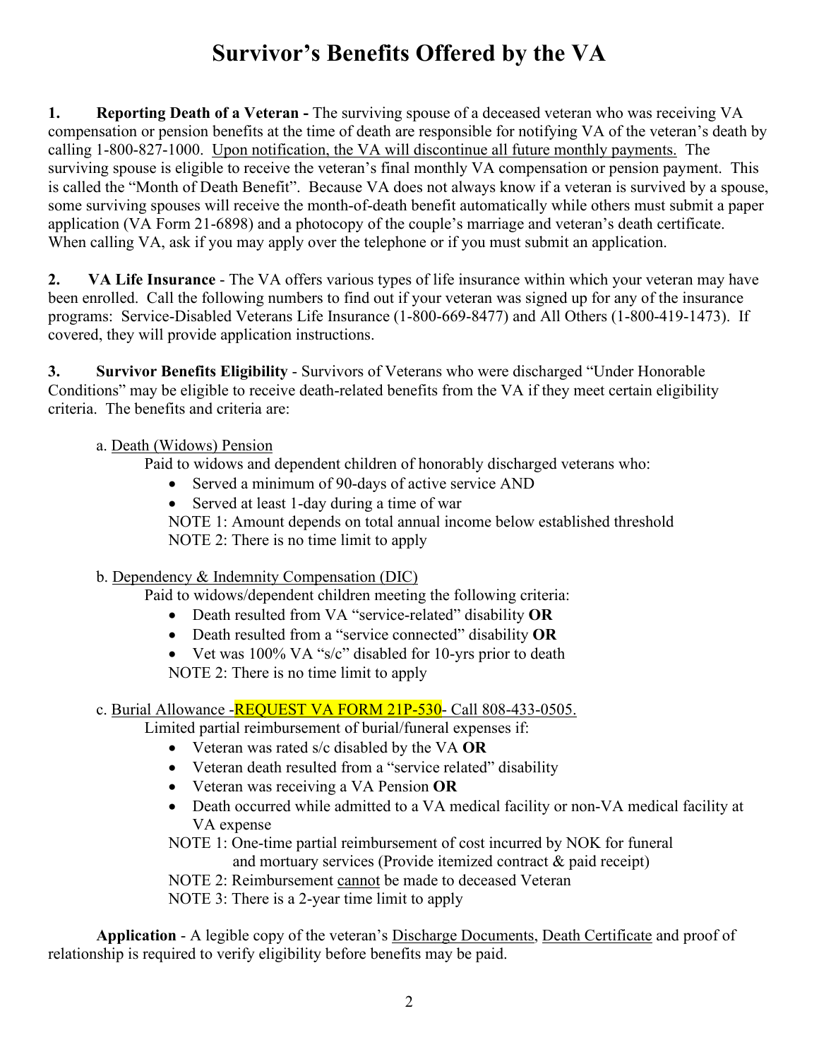# Survivor's Benefits Offered by the VA

**1. Reporting Death of a Veteran -** The surviving spouse of a deceased veteran who was receiving VA compensation or pension benefits at the time of death are responsible for notifying VA of the veteran's death by calling 1-800-827-1000. <u>Upon notification, the VA will discontinue all future monthly payments.</u> The surviving spouse is eligible to receive the veteran's final monthly VA compensation or pension payment. This is called the "Month of Death Benefit". Because VA does not always know if a veteran is survived by a spouse, some surviving spouses will receive the month-of-death benefit automatically while others must submit a paper application (VA Form 21-6898) and a photocopy of the couple's marriage and veteran's death certificate. When calling VA, ask if you may apply over the telephone or if you must submit an application.

**2. VA Life Insurance** - The VA offers various types of life insurance within which your veteran may have been enrolled. Call the following numbers to find out if your veteran was signed up for any of the insurance programs: Service-Disabled Veterans Life Insurance (1-800-669-8477) and All Others (1-800-419-1473). If covered, they will provide application instructions.

**3. Survivor Benefits Eligibility** - Survivors of Veterans who were discharged "Under Honorable Conditions" may be eligible to receive death-related benefits from the VA if they meet certain eligibility criteria. The benefits and criteria are:

a. <u>Death (Widows) Pension</u>

Paid to widows and dependent children of honorably discharged veterans who:

- Served a minimum of 90-days of active service AND
- Served at least 1-day during a time of war

NOTE 1: Amount depends on total annual income below established threshold
NOTE 2: There is no time limit to apply

b. <u>Dependency & Indemnity Compensation (DIC)</u>

Paid to widows/dependent children meeting the following criteria:

- Death resulted from VA "service-related" disability **OR**
- Death resulted from a "service connected" disability **OR**
- Vet was 100% VA "s/c" disabled for 10-yrs prior to death

NOTE 2: There is no time limit to apply

c. <u>Burial Allowance -REQUEST VA FORM 21P-530- Call 808-433-0505.</u>

Limited partial reimbursement of burial/funeral expenses if:

- Veteran was rated s/c disabled by the VA **OR**
- Veteran death resulted from a "service related" disability
- Veteran was receiving a VA Pension **OR**
- Death occurred while admitted to a VA medical facility or non-VA medical facility at VA expense

NOTE 1: One-time partial reimbursement of cost incurred by NOK for funeral and mortuary services (Provide itemized contract & paid receipt)
NOTE 2: Reimbursement <u>cannot</u> be made to deceased Veteran
NOTE 3: There is a 2-year time limit to apply

**Application** - A legible copy of the veteran's <u>Discharge Documents</u>, <u>Death Certificate</u> and proof of relationship is required to verify eligibility before benefits may be paid.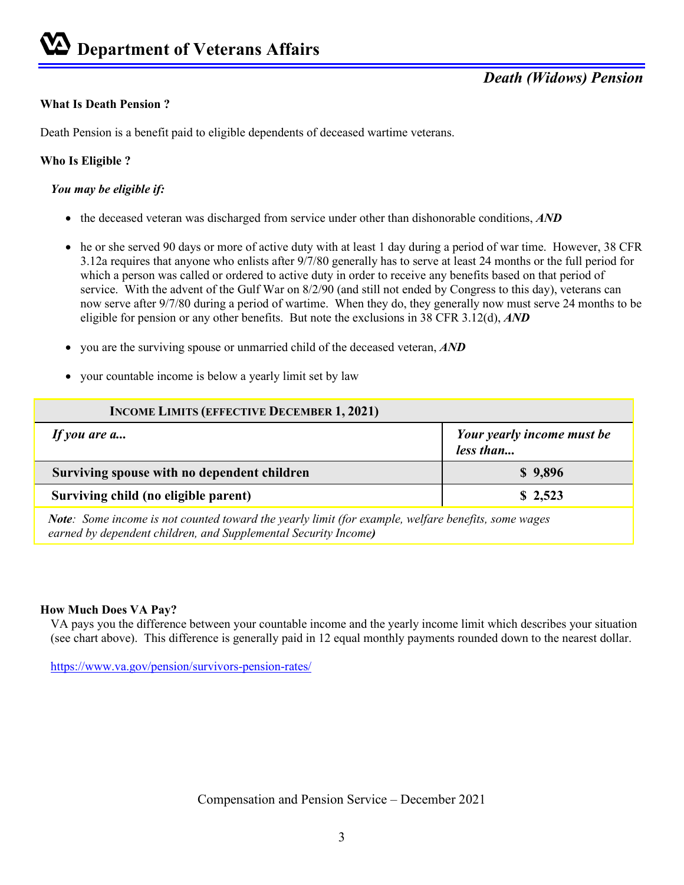# Department of Veterans Affairs

## *Death (Widows) Pension*

**What Is Death Pension ?**

Death Pension is a benefit paid to eligible dependents of deceased wartime veterans.

**Who Is Eligible ?**

***You may be eligible if:***

- the deceased veteran was discharged from service under other than dishonorable conditions, ***AND***
- he or she served 90 days or more of active duty with at least 1 day during a period of war time. However, 38 CFR 3.12a requires that anyone who enlists after 9/7/80 generally has to serve at least 24 months or the full period for which a person was called or ordered to active duty in order to receive any benefits based on that period of service. With the advent of the Gulf War on 8/2/90 (and still not ended by Congress to this day), veterans can now serve after 9/7/80 during a period of wartime. When they do, they generally now must serve 24 months to be eligible for pension or any other benefits. But note the exclusions in 38 CFR 3.12(d), ***AND***
- you are the surviving spouse or unmarried child of the deceased veteran, ***AND***
- your countable income is below a yearly limit set by law

| **INCOME LIMITS (EFFECTIVE DECEMBER 1, 2021)** | |
|---|---|
| ***If you are a...*** | ***Your yearly income must be less than...*** |
| **Surviving spouse with no dependent children** | **$ 9,896** |
| **Surviving child (no eligible parent)** | **$ 2,523** |

***Note**: Some income is not counted toward the yearly limit (for example, welfare benefits, some wages earned by dependent children, and Supplemental Security Income)*

**How Much Does VA Pay?**

VA pays you the difference between your countable income and the yearly income limit which describes your situation (see chart above). This difference is generally paid in 12 equal monthly payments rounded down to the nearest dollar.

https://www.va.gov/pension/survivors-pension-rates/

Compensation and Pension Service – December 2021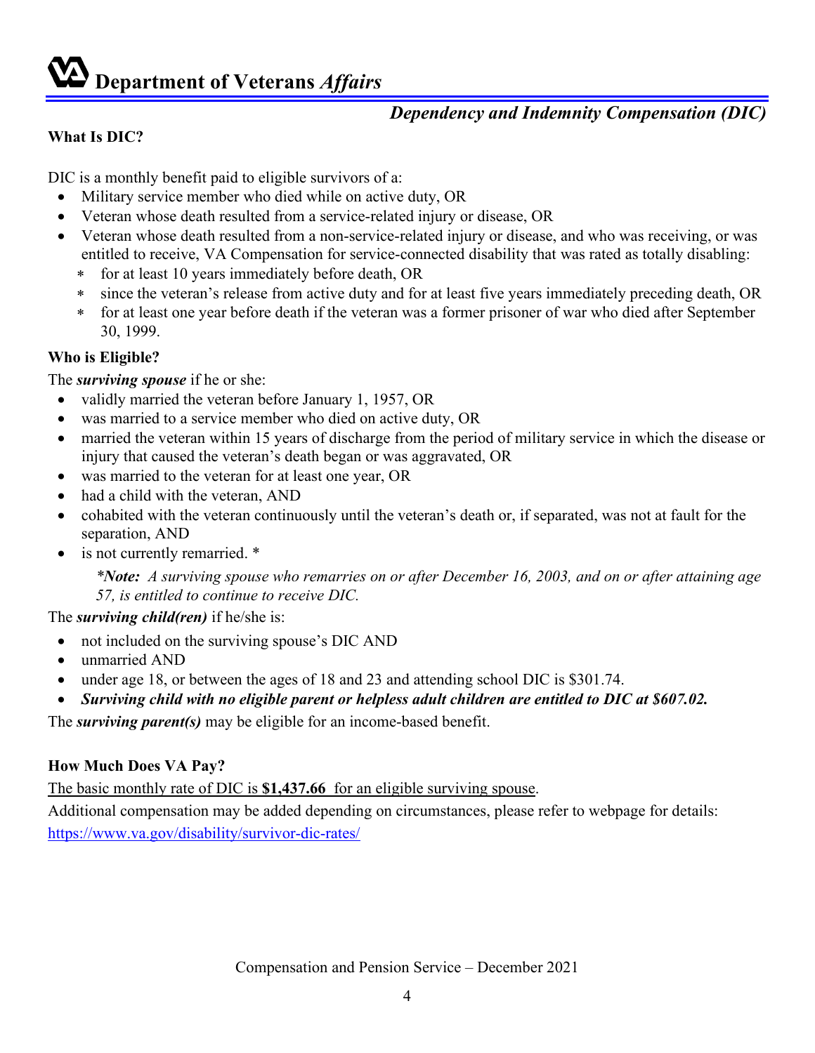# Department of Veterans *Affairs*

## *Dependency and Indemnity Compensation (DIC)*

**What Is DIC?**

DIC is a monthly benefit paid to eligible survivors of a:

- Military service member who died while on active duty, OR
- Veteran whose death resulted from a service-related injury or disease, OR
- Veteran whose death resulted from a non-service-related injury or disease, and who was receiving, or was entitled to receive, VA Compensation for service-connected disability that was rated as totally disabling:
  - for at least 10 years immediately before death, OR
  - since the veteran's release from active duty and for at least five years immediately preceding death, OR
  - for at least one year before death if the veteran was a former prisoner of war who died after September 30, 1999.

**Who is Eligible?**

The ***surviving spouse*** if he or she:

- validly married the veteran before January 1, 1957, OR
- was married to a service member who died on active duty, OR
- married the veteran within 15 years of discharge from the period of military service in which the disease or injury that caused the veteran's death began or was aggravated, OR
- was married to the veteran for at least one year, OR
- had a child with the veteran, AND
- cohabited with the veteran continuously until the veteran's death or, if separated, was not at fault for the separation, AND
- is not currently remarried. *

> **Note:* *A surviving spouse who remarries on or after December 16, 2003, and on or after attaining age 57, is entitled to continue to receive DIC.*

The ***surviving child(ren)*** if he/she is:

- not included on the surviving spouse's DIC AND
- unmarried AND
- under age 18, or between the ages of 18 and 23 and attending school DIC is $301.74.
- ***Surviving child with no eligible parent or helpless adult children are entitled to DIC at $607.02.***

The ***surviving parent(s)*** may be eligible for an income-based benefit.

**How Much Does VA Pay?**

The basic monthly rate of DIC is **$1,437.66** for an eligible surviving spouse.

Additional compensation may be added depending on circumstances, please refer to webpage for details: https://www.va.gov/disability/survivor-dic-rates/

Compensation and Pension Service – December 2021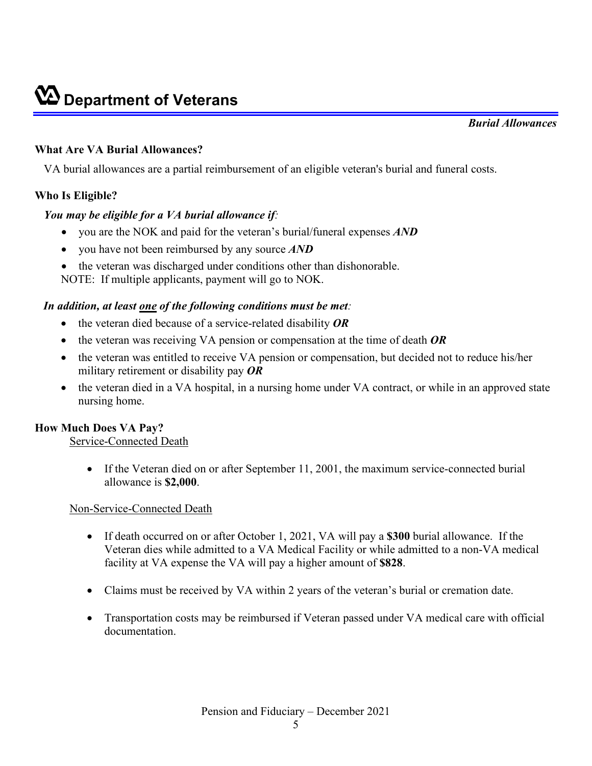# Department of Veterans

*Burial Allowances*

**What Are VA Burial Allowances?**

VA burial allowances are a partial reimbursement of an eligible veteran's burial and funeral costs.

**Who Is Eligible?**

***You may be eligible for a VA burial allowance if:***

- you are the NOK and paid for the veteran's burial/funeral expenses ***AND***
- you have not been reimbursed by any source ***AND***
- the veteran was discharged under conditions other than dishonorable.

NOTE: If multiple applicants, payment will go to NOK.

***In addition, at least one of the following conditions must be met:***

- the veteran died because of a service-related disability ***OR***
- the veteran was receiving VA pension or compensation at the time of death ***OR***
- the veteran was entitled to receive VA pension or compensation, but decided not to reduce his/her military retirement or disability pay ***OR***
- the veteran died in a VA hospital, in a nursing home under VA contract, or while in an approved state nursing home.

**How Much Does VA Pay?**

Service-Connected Death

- If the Veteran died on or after September 11, 2001, the maximum service-connected burial allowance is **$2,000**.

Non-Service-Connected Death

- If death occurred on or after October 1, 2021, VA will pay a **$300** burial allowance. If the Veteran dies while admitted to a VA Medical Facility or while admitted to a non-VA medical facility at VA expense the VA will pay a higher amount of **$828**.
- Claims must be received by VA within 2 years of the veteran's burial or cremation date.
- Transportation costs may be reimbursed if Veteran passed under VA medical care with official documentation.

Pension and Fiduciary – December 2021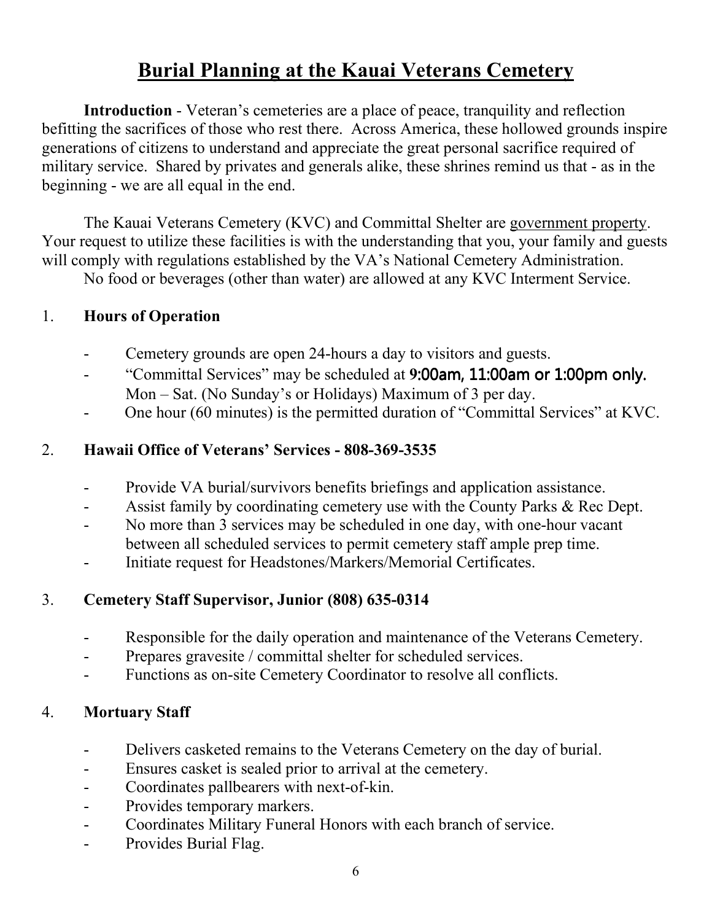# Burial Planning at the Kauai Veterans Cemetery

**Introduction** - Veteran's cemeteries are a place of peace, tranquility and reflection befitting the sacrifices of those who rest there. Across America, these hollowed grounds inspire generations of citizens to understand and appreciate the great personal sacrifice required of military service. Shared by privates and generals alike, these shrines remind us that - as in the beginning - we are all equal in the end.

The Kauai Veterans Cemetery (KVC) and Committal Shelter are government property. Your request to utilize these facilities is with the understanding that you, your family and guests will comply with regulations established by the VA's National Cemetery Administration.

No food or beverages (other than water) are allowed at any KVC Interment Service.

1. **Hours of Operation**

   - Cemetery grounds are open 24-hours a day to visitors and guests.
   - "Committal Services" may be scheduled at **9:00am, 11:00am or 1:00pm only.** Mon – Sat. (No Sunday's or Holidays) Maximum of 3 per day.
   - One hour (60 minutes) is the permitted duration of "Committal Services" at KVC.

2. **Hawaii Office of Veterans' Services - 808-369-3535**

   - Provide VA burial/survivors benefits briefings and application assistance.
   - Assist family by coordinating cemetery use with the County Parks & Rec Dept.
   - No more than 3 services may be scheduled in one day, with one-hour vacant between all scheduled services to permit cemetery staff ample prep time.
   - Initiate request for Headstones/Markers/Memorial Certificates.

3. **Cemetery Staff Supervisor, Junior (808) 635-0314**

   - Responsible for the daily operation and maintenance of the Veterans Cemetery.
   - Prepares gravesite / committal shelter for scheduled services.
   - Functions as on-site Cemetery Coordinator to resolve all conflicts.

4. **Mortuary Staff**

   - Delivers casketed remains to the Veterans Cemetery on the day of burial.
   - Ensures casket is sealed prior to arrival at the cemetery.
   - Coordinates pallbearers with next-of-kin.
   - Provides temporary markers.
   - Coordinates Military Funeral Honors with each branch of service.
   - Provides Burial Flag.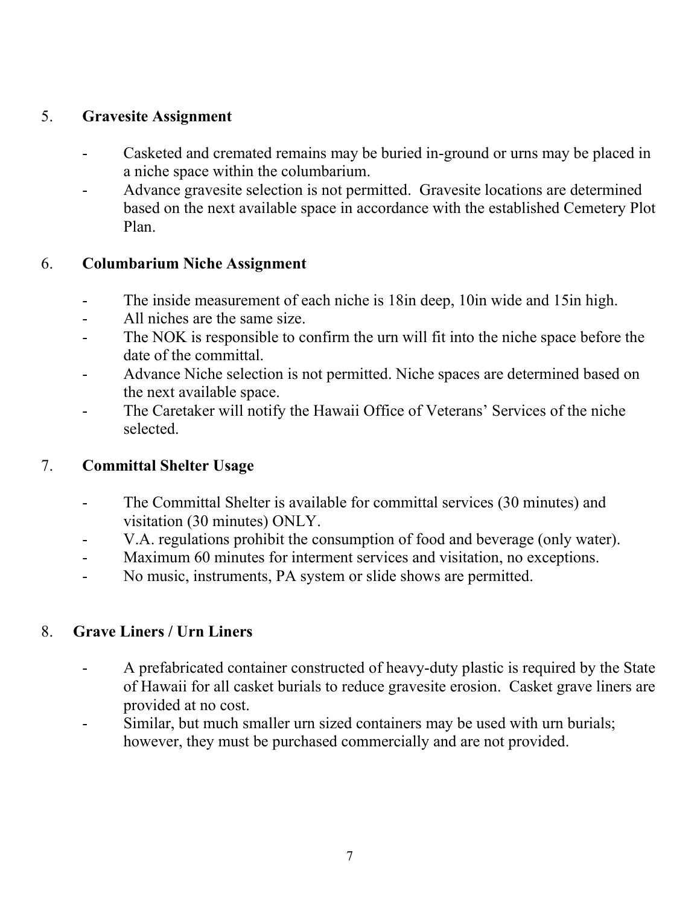## 5. Gravesite Assignment

- Casketed and cremated remains may be buried in-ground or urns may be placed in a niche space within the columbarium.
- Advance gravesite selection is not permitted. Gravesite locations are determined based on the next available space in accordance with the established Cemetery Plot Plan.

## 6. Columbarium Niche Assignment

- The inside measurement of each niche is 18in deep, 10in wide and 15in high.
- All niches are the same size.
- The NOK is responsible to confirm the urn will fit into the niche space before the date of the committal.
- Advance Niche selection is not permitted. Niche spaces are determined based on the next available space.
- The Caretaker will notify the Hawaii Office of Veterans' Services of the niche selected.

## 7. Committal Shelter Usage

- The Committal Shelter is available for committal services (30 minutes) and visitation (30 minutes) ONLY.
- V.A. regulations prohibit the consumption of food and beverage (only water).
- Maximum 60 minutes for interment services and visitation, no exceptions.
- No music, instruments, PA system or slide shows are permitted.

## 8. Grave Liners / Urn Liners

- A prefabricated container constructed of heavy-duty plastic is required by the State of Hawaii for all casket burials to reduce gravesite erosion. Casket grave liners are provided at no cost.
- Similar, but much smaller urn sized containers may be used with urn burials; however, they must be purchased commercially and are not provided.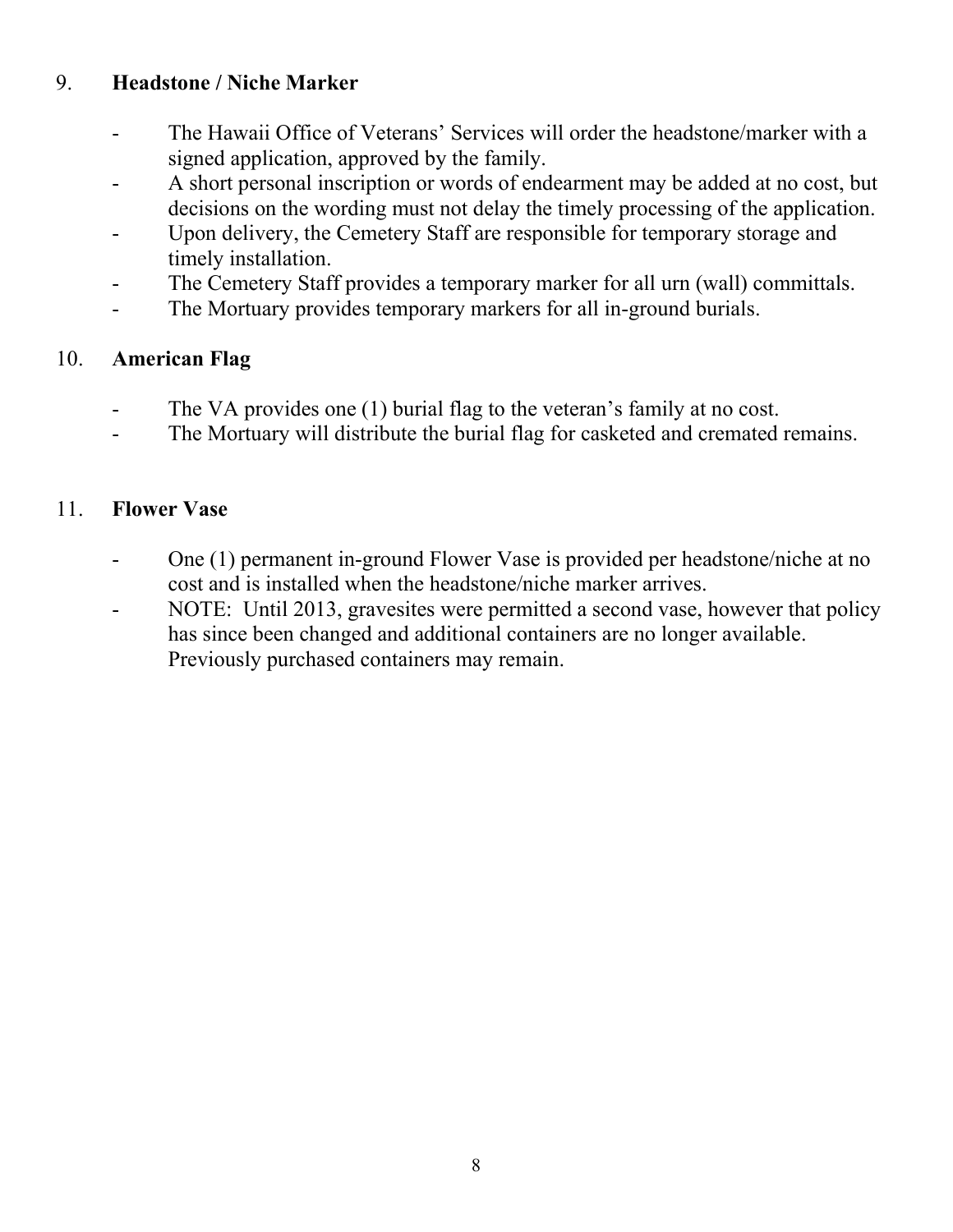9. **Headstone / Niche Marker**

- The Hawaii Office of Veterans' Services will order the headstone/marker with a signed application, approved by the family.
- A short personal inscription or words of endearment may be added at no cost, but decisions on the wording must not delay the timely processing of the application.
- Upon delivery, the Cemetery Staff are responsible for temporary storage and timely installation.
- The Cemetery Staff provides a temporary marker for all urn (wall) committals.
- The Mortuary provides temporary markers for all in-ground burials.

10. **American Flag**

- The VA provides one (1) burial flag to the veteran's family at no cost.
- The Mortuary will distribute the burial flag for casketed and cremated remains.

11. **Flower Vase**

- One (1) permanent in-ground Flower Vase is provided per headstone/niche at no cost and is installed when the headstone/niche marker arrives.
- NOTE: Until 2013, gravesites were permitted a second vase, however that policy has since been changed and additional containers are no longer available. Previously purchased containers may remain.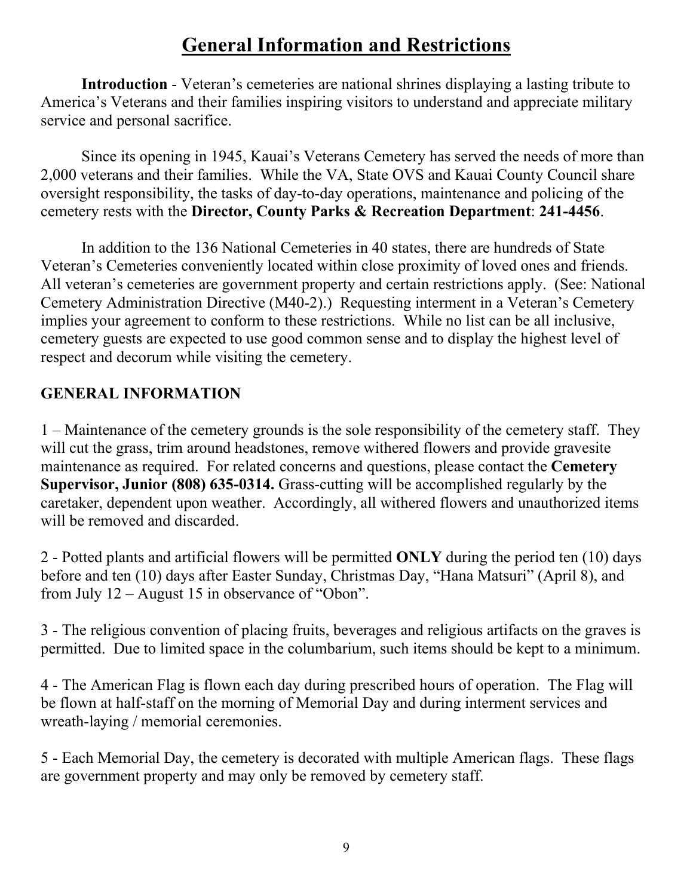# General Information and Restrictions

**Introduction** - Veteran's cemeteries are national shrines displaying a lasting tribute to America's Veterans and their families inspiring visitors to understand and appreciate military service and personal sacrifice.

Since its opening in 1945, Kauai's Veterans Cemetery has served the needs of more than 2,000 veterans and their families. While the VA, State OVS and Kauai County Council share oversight responsibility, the tasks of day-to-day operations, maintenance and policing of the cemetery rests with the **Director, County Parks & Recreation Department**: **241-4456**.

In addition to the 136 National Cemeteries in 40 states, there are hundreds of State Veteran's Cemeteries conveniently located within close proximity of loved ones and friends. All veteran's cemeteries are government property and certain restrictions apply. (See: National Cemetery Administration Directive (M40-2).) Requesting interment in a Veteran's Cemetery implies your agreement to conform to these restrictions. While no list can be all inclusive, cemetery guests are expected to use good common sense and to display the highest level of respect and decorum while visiting the cemetery.

## GENERAL INFORMATION

1 – Maintenance of the cemetery grounds is the sole responsibility of the cemetery staff. They will cut the grass, trim around headstones, remove withered flowers and provide gravesite maintenance as required. For related concerns and questions, please contact the **Cemetery Supervisor, Junior (808) 635-0314.** Grass-cutting will be accomplished regularly by the caretaker, dependent upon weather. Accordingly, all withered flowers and unauthorized items will be removed and discarded.

2 - Potted plants and artificial flowers will be permitted **ONLY** during the period ten (10) days before and ten (10) days after Easter Sunday, Christmas Day, "Hana Matsuri" (April 8), and from July 12 – August 15 in observance of "Obon".

3 - The religious convention of placing fruits, beverages and religious artifacts on the graves is permitted. Due to limited space in the columbarium, such items should be kept to a minimum.

4 - The American Flag is flown each day during prescribed hours of operation. The Flag will be flown at half-staff on the morning of Memorial Day and during interment services and wreath-laying / memorial ceremonies.

5 - Each Memorial Day, the cemetery is decorated with multiple American flags. These flags are government property and may only be removed by cemetery staff.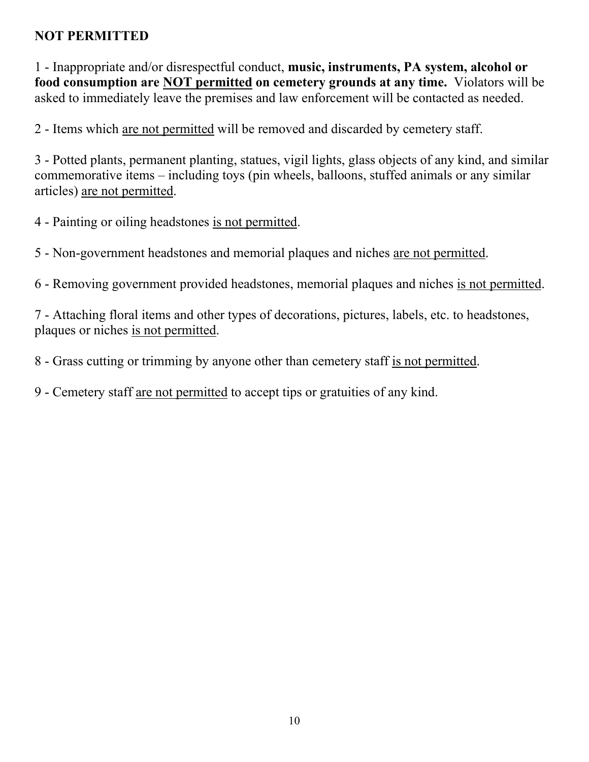## NOT PERMITTED

1 - Inappropriate and/or disrespectful conduct, **music, instruments, PA system, alcohol or food consumption are NOT permitted on cemetery grounds at any time.** Violators will be asked to immediately leave the premises and law enforcement will be contacted as needed.

2 - Items which are not permitted will be removed and discarded by cemetery staff.

3 - Potted plants, permanent planting, statues, vigil lights, glass objects of any kind, and similar commemorative items – including toys (pin wheels, balloons, stuffed animals or any similar articles) are not permitted.

4 - Painting or oiling headstones is not permitted.

5 - Non-government headstones and memorial plaques and niches are not permitted.

6 - Removing government provided headstones, memorial plaques and niches is not permitted.

7 - Attaching floral items and other types of decorations, pictures, labels, etc. to headstones, plaques or niches is not permitted.

8 - Grass cutting or trimming by anyone other than cemetery staff is not permitted.

9 - Cemetery staff are not permitted to accept tips or gratuities of any kind.